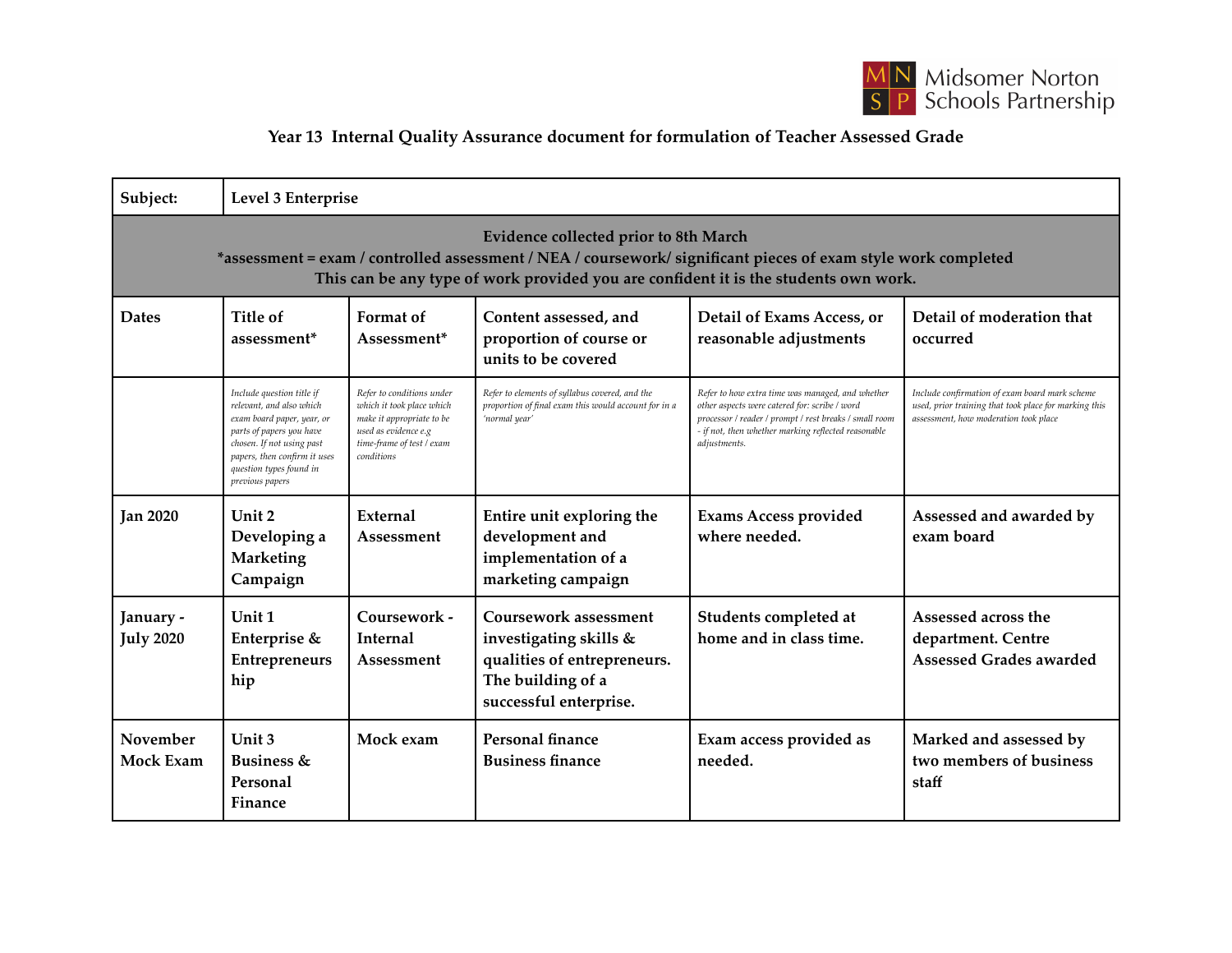Midsomer Norton Schools Partnership

## Year 13 Internal Quality Assurance document for formulation of Teacher Assessed Grade

| Subject: | Level 3 Enterprise | | | | |
|---|---|---|---|---|---|
| **Evidence collected prior to 8th March**<br>*assessment = exam / controlled assessment / NEA / coursework/ significant pieces of exam style work completed<br>This can be any type of work provided you are confident it is the students own work. | | | | | |
| **Dates** | **Title of assessment*** | **Format of Assessment*** | **Content assessed, and proportion of course or units to be covered** | **Detail of Exams Access, or reasonable adjustments** | **Detail of moderation that occurred** |
| | *Include question title if relevant, and also which exam board paper, year, or parts of papers you have chosen. If not using past papers, then confirm it uses question types found in previous papers* | *Refer to conditions under which it took place which make it appropriate to be used as evidence e.g time-frame of test / exam conditions* | *Refer to elements of syllabus covered, and the proportion of final exam this would account for in a 'normal year'* | *Refer to how extra time was managed, and whether other aspects were catered for: scribe / word processor / reader / prompt / rest breaks / small room - if not, then whether marking reflected reasonable adjustments.* | *Include confirmation of exam board mark scheme used, prior training that took place for marking this assessment, how moderation took place* |
| Jan 2020 | Unit 2 Developing a Marketing Campaign | External Assessment | Entire unit exploring the development and implementation of a marketing campaign | Exams Access provided where needed. | Assessed and awarded by exam board |
| January - July 2020 | Unit 1 Enterprise & Entrepreneurship | Coursework - Internal Assessment | Coursework assessment investigating skills & qualities of entrepreneurs. The building of a successful enterprise. | Students completed at home and in class time. | Assessed across the department. Centre Assessed Grades awarded |
| November Mock Exam | Unit 3 Business & Personal Finance | Mock exam | Personal finance<br>Business finance | Exam access provided as needed. | Marked and assessed by two members of business staff |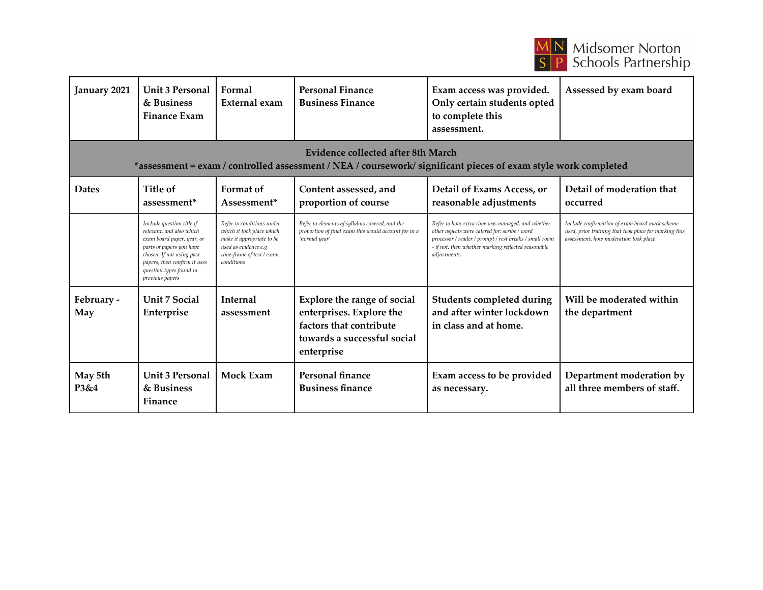| | | | | | |
|---|---|---|---|---|---|
| January 2021 | Unit 3 Personal & Business Finance Exam | Formal External exam | Personal Finance Business Finance | Exam access was provided. Only certain students opted to complete this assessment. | Assessed by exam board |
| **Evidence collected after 8th March** *assessment = exam / controlled assessment / NEA / coursework/ significant pieces of exam style work completed | | | | | |
| Dates | Title of assessment* | Format of Assessment* | Content assessed, and proportion of course | Detail of Exams Access, or reasonable adjustments | Detail of moderation that occurred |
| | *Include question title if relevant, and also which exam board paper, year, or parts of papers you have chosen. If not using past papers, then confirm it uses question types found in previous papers* | *Refer to conditions under which it took place which make it appropriate to be used as evidence e.g time-frame of test / exam conditions* | *Refer to elements of syllabus covered, and the proportion of final exam this would account for in a 'normal year'* | *Refer to how extra time was managed, and whether other aspects were catered for: scribe / word processor / reader / prompt / rest breaks / small room - if not, then whether marking reflected reasonable adjustments.* | *Include confirmation of exam board mark scheme used, prior training that took place for marking this assessment, how moderation took place* |
| February - May | Unit 7 Social Enterprise | Internal assessment | Explore the range of social enterprises. Explore the factors that contribute towards a successful social enterprise | Students completed during and after winter lockdown in class and at home. | Will be moderated within the department |
| May 5th P3&4 | Unit 3 Personal & Business Finance | Mock Exam | Personal finance Business finance | Exam access to be provided as necessary. | Department moderation by all three members of staff. |